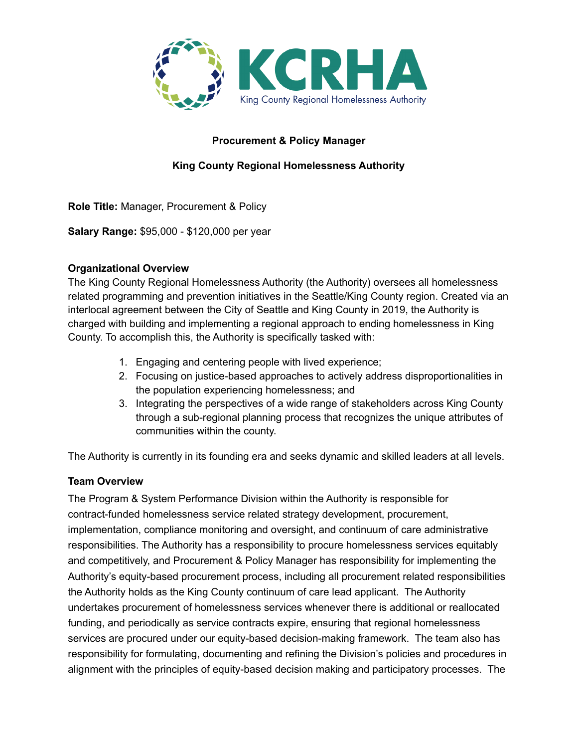KCRHA

King County Regional Homelessness Authority

**Procurement & Policy Manager**

**King County Regional Homelessness Authority**

**Role Title:** Manager, Procurement & Policy

**Salary Range:** $95,000 - $120,000 per year

**Organizational Overview**

The King County Regional Homelessness Authority (the Authority) oversees all homelessness related programming and prevention initiatives in the Seattle/King County region. Created via an interlocal agreement between the City of Seattle and King County in 2019, the Authority is charged with building and implementing a regional approach to ending homelessness in King County. To accomplish this, the Authority is specifically tasked with:

1. Engaging and centering people with lived experience;
2. Focusing on justice-based approaches to actively address disproportionalities in the population experiencing homelessness; and
3. Integrating the perspectives of a wide range of stakeholders across King County through a sub-regional planning process that recognizes the unique attributes of communities within the county.

The Authority is currently in its founding era and seeks dynamic and skilled leaders at all levels.

**Team Overview**

The Program & System Performance Division within the Authority is responsible for contract-funded homelessness service related strategy development, procurement, implementation, compliance monitoring and oversight, and continuum of care administrative responsibilities. The Authority has a responsibility to procure homelessness services equitably and competitively, and Procurement & Policy Manager has responsibility for implementing the Authority's equity-based procurement process, including all procurement related responsibilities the Authority holds as the King County continuum of care lead applicant. The Authority undertakes procurement of homelessness services whenever there is additional or reallocated funding, and periodically as service contracts expire, ensuring that regional homelessness services are procured under our equity-based decision-making framework. The team also has responsibility for formulating, documenting and refining the Division's policies and procedures in alignment with the principles of equity-based decision making and participatory processes. The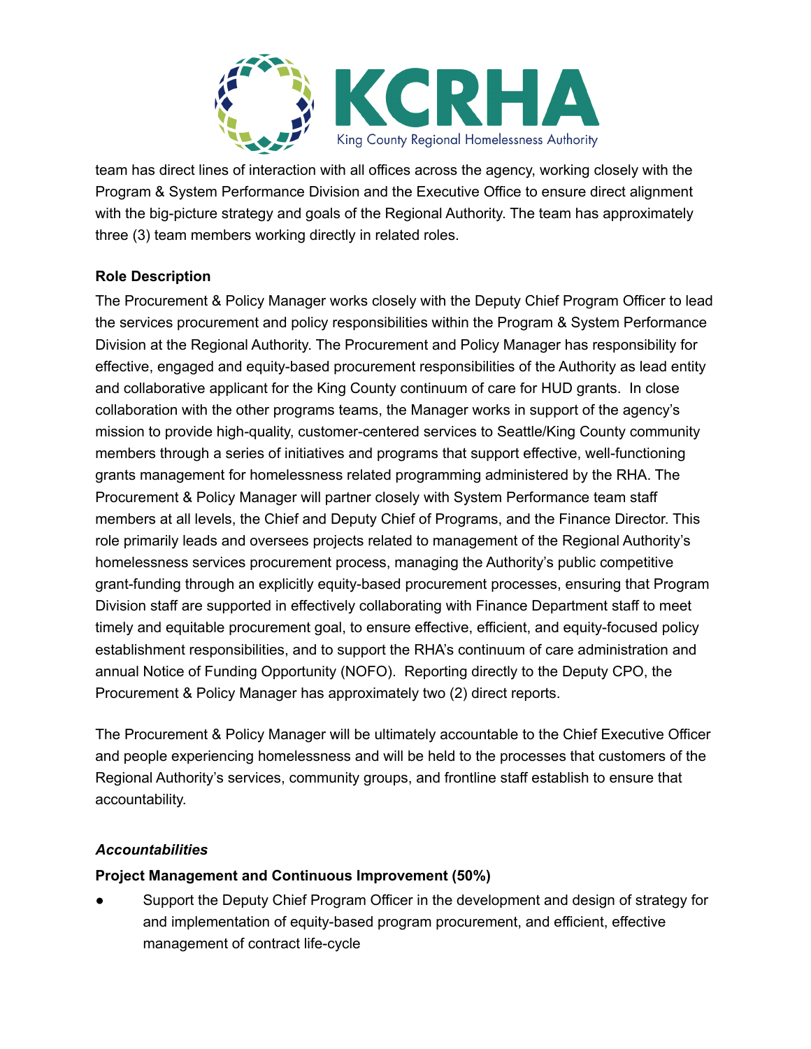team has direct lines of interaction with all offices across the agency, working closely with the Program & System Performance Division and the Executive Office to ensure direct alignment with the big-picture strategy and goals of the Regional Authority. The team has approximately three (3) team members working directly in related roles.

**Role Description**

The Procurement & Policy Manager works closely with the Deputy Chief Program Officer to lead the services procurement and policy responsibilities within the Program & System Performance Division at the Regional Authority. The Procurement and Policy Manager has responsibility for effective, engaged and equity-based procurement responsibilities of the Authority as lead entity and collaborative applicant for the King County continuum of care for HUD grants. In close collaboration with the other programs teams, the Manager works in support of the agency's mission to provide high-quality, customer-centered services to Seattle/King County community members through a series of initiatives and programs that support effective, well-functioning grants management for homelessness related programming administered by the RHA. The Procurement & Policy Manager will partner closely with System Performance team staff members at all levels, the Chief and Deputy Chief of Programs, and the Finance Director. This role primarily leads and oversees projects related to management of the Regional Authority's homelessness services procurement process, managing the Authority's public competitive grant-funding through an explicitly equity-based procurement processes, ensuring that Program Division staff are supported in effectively collaborating with Finance Department staff to meet timely and equitable procurement goal, to ensure effective, efficient, and equity-focused policy establishment responsibilities, and to support the RHA's continuum of care administration and annual Notice of Funding Opportunity (NOFO). Reporting directly to the Deputy CPO, the Procurement & Policy Manager has approximately two (2) direct reports.

The Procurement & Policy Manager will be ultimately accountable to the Chief Executive Officer and people experiencing homelessness and will be held to the processes that customers of the Regional Authority's services, community groups, and frontline staff establish to ensure that accountability.

***Accountabilities***

**Project Management and Continuous Improvement (50%)**

- Support the Deputy Chief Program Officer in the development and design of strategy for and implementation of equity-based program procurement, and efficient, effective management of contract life-cycle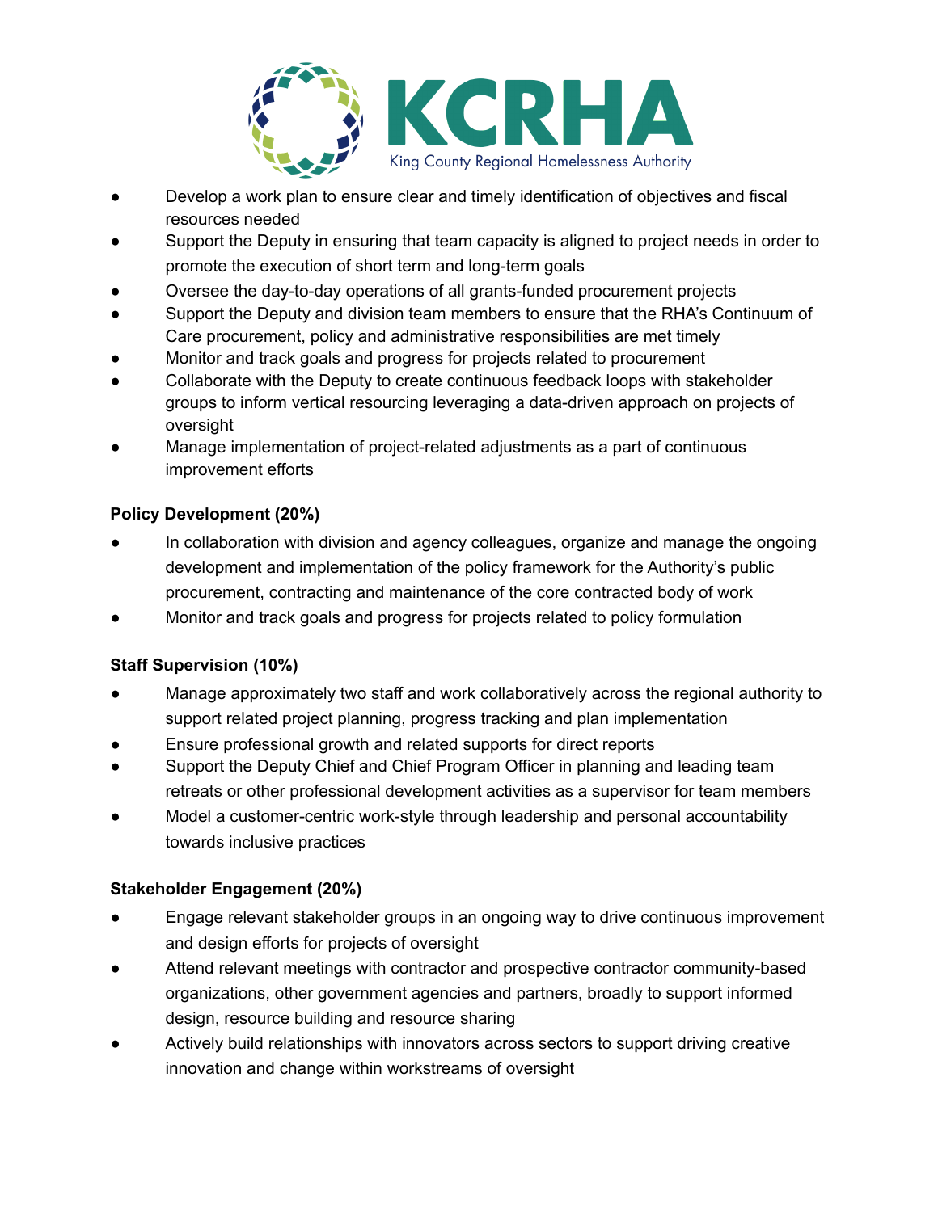- Develop a work plan to ensure clear and timely identification of objectives and fiscal resources needed
- Support the Deputy in ensuring that team capacity is aligned to project needs in order to promote the execution of short term and long-term goals
- Oversee the day-to-day operations of all grants-funded procurement projects
- Support the Deputy and division team members to ensure that the RHA's Continuum of Care procurement, policy and administrative responsibilities are met timely
- Monitor and track goals and progress for projects related to procurement
- Collaborate with the Deputy to create continuous feedback loops with stakeholder groups to inform vertical resourcing leveraging a data-driven approach on projects of oversight
- Manage implementation of project-related adjustments as a part of continuous improvement efforts

**Policy Development (20%)**

- In collaboration with division and agency colleagues, organize and manage the ongoing development and implementation of the policy framework for the Authority's public procurement, contracting and maintenance of the core contracted body of work
- Monitor and track goals and progress for projects related to policy formulation

**Staff Supervision (10%)**

- Manage approximately two staff and work collaboratively across the regional authority to support related project planning, progress tracking and plan implementation
- Ensure professional growth and related supports for direct reports
- Support the Deputy Chief and Chief Program Officer in planning and leading team retreats or other professional development activities as a supervisor for team members
- Model a customer-centric work-style through leadership and personal accountability towards inclusive practices

**Stakeholder Engagement (20%)**

- Engage relevant stakeholder groups in an ongoing way to drive continuous improvement and design efforts for projects of oversight
- Attend relevant meetings with contractor and prospective contractor community-based organizations, other government agencies and partners, broadly to support informed design, resource building and resource sharing
- Actively build relationships with innovators across sectors to support driving creative innovation and change within workstreams of oversight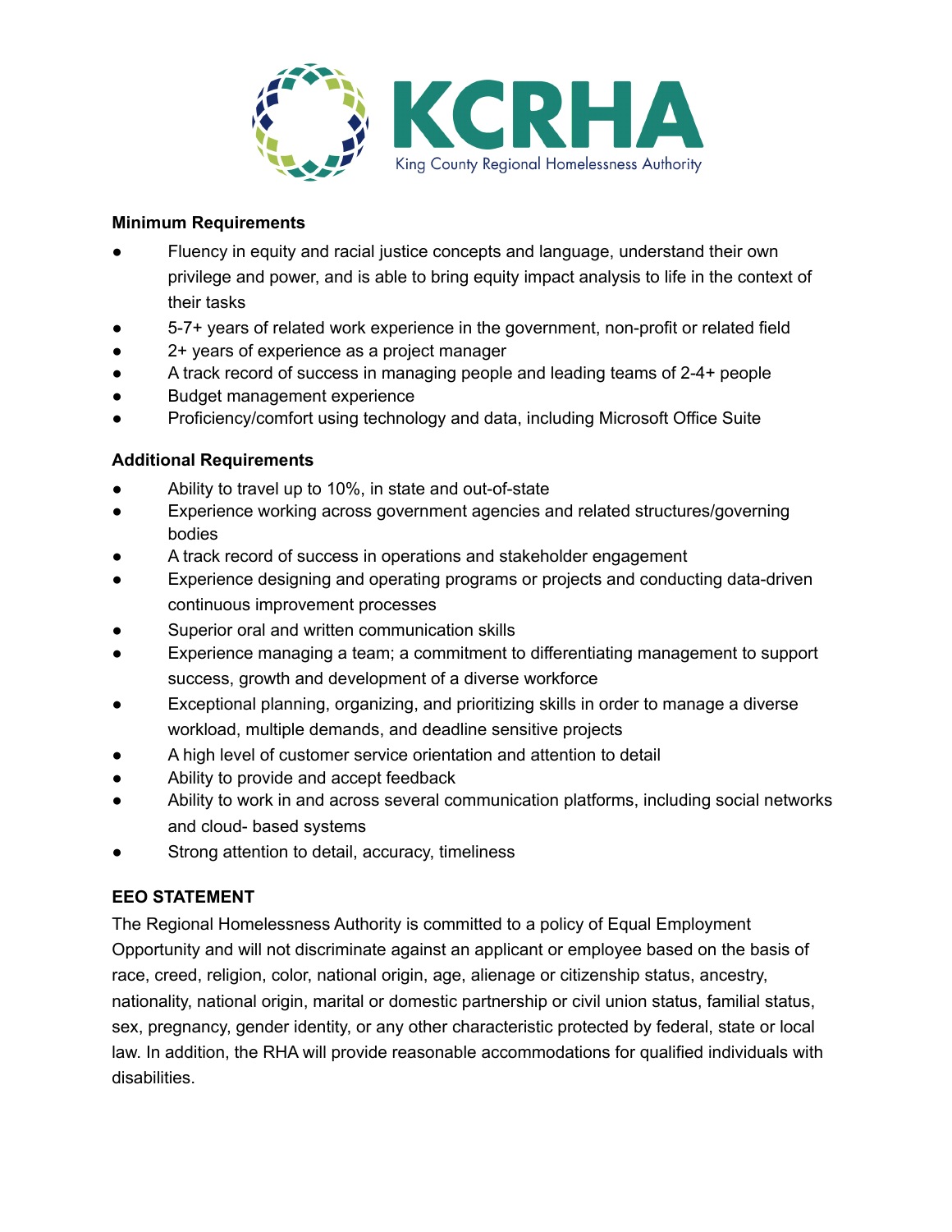KCRHA

King County Regional Homelessness Authority

**Minimum Requirements**

- Fluency in equity and racial justice concepts and language, understand their own privilege and power, and is able to bring equity impact analysis to life in the context of their tasks
- 5-7+ years of related work experience in the government, non-profit or related field
- 2+ years of experience as a project manager
- A track record of success in managing people and leading teams of 2-4+ people
- Budget management experience
- Proficiency/comfort using technology and data, including Microsoft Office Suite

**Additional Requirements**

- Ability to travel up to 10%, in state and out-of-state
- Experience working across government agencies and related structures/governing bodies
- A track record of success in operations and stakeholder engagement
- Experience designing and operating programs or projects and conducting data-driven continuous improvement processes
- Superior oral and written communication skills
- Experience managing a team; a commitment to differentiating management to support success, growth and development of a diverse workforce
- Exceptional planning, organizing, and prioritizing skills in order to manage a diverse workload, multiple demands, and deadline sensitive projects
- A high level of customer service orientation and attention to detail
- Ability to provide and accept feedback
- Ability to work in and across several communication platforms, including social networks and cloud- based systems
- Strong attention to detail, accuracy, timeliness

**EEO STATEMENT**

The Regional Homelessness Authority is committed to a policy of Equal Employment Opportunity and will not discriminate against an applicant or employee based on the basis of race, creed, religion, color, national origin, age, alienage or citizenship status, ancestry, nationality, national origin, marital or domestic partnership or civil union status, familial status, sex, pregnancy, gender identity, or any other characteristic protected by federal, state or local law. In addition, the RHA will provide reasonable accommodations for qualified individuals with disabilities.